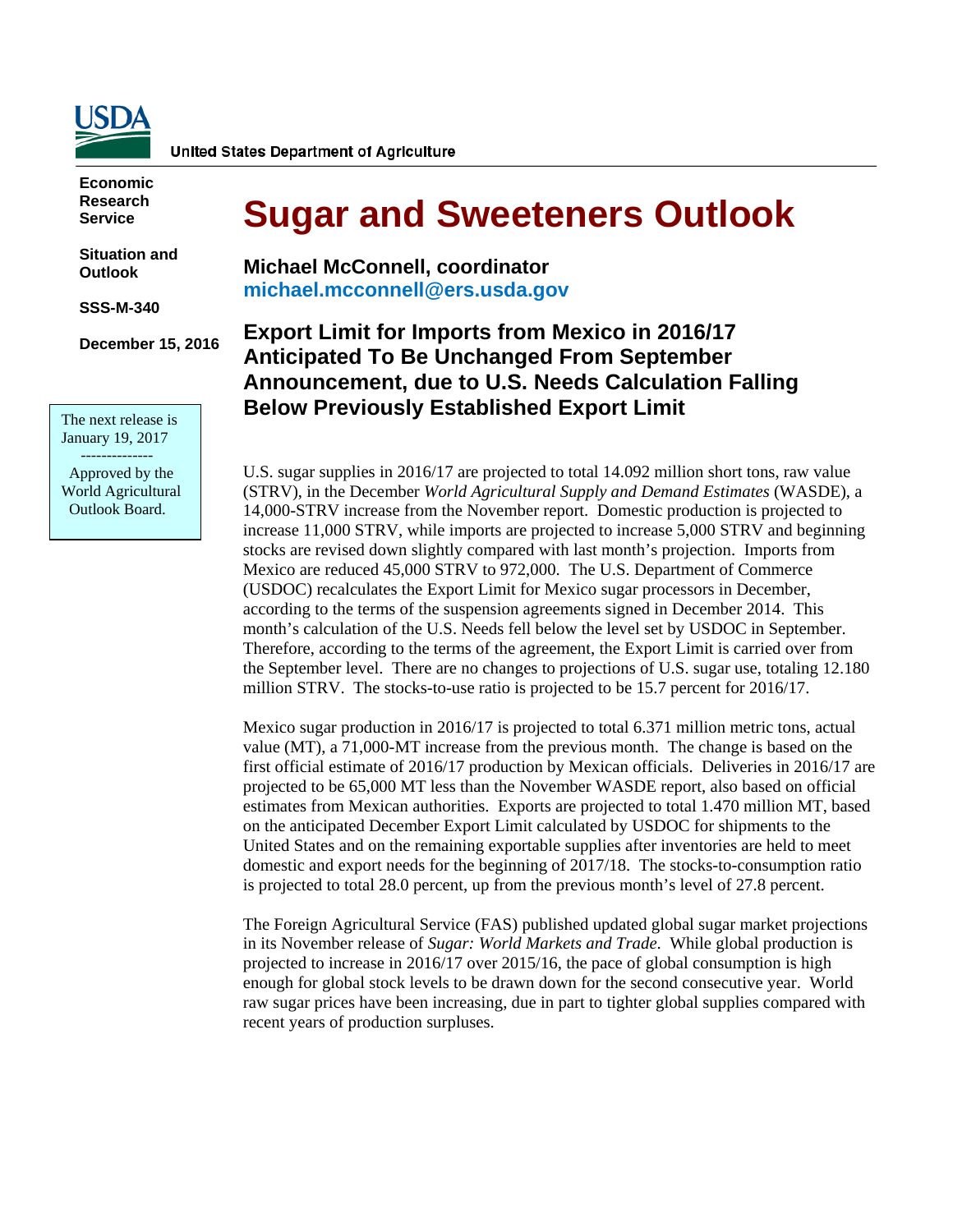United States Department of Agriculture

**Economic Research Service**

**Situation and Outlook**

**SSS-M-340**

**December 15, 2016**

The next release is January 19, 2017

--------------

Approved by the World Agricultural Outlook Board.

# Sugar and Sweeteners Outlook

**Michael McConnell, coordinator**
**michael.mcconnell@ers.usda.gov**

## Export Limit for Imports from Mexico in 2016/17 Anticipated To Be Unchanged From September Announcement, due to U.S. Needs Calculation Falling Below Previously Established Export Limit

U.S. sugar supplies in 2016/17 are projected to total 14.092 million short tons, raw value (STRV), in the December *World Agricultural Supply and Demand Estimates* (WASDE), a 14,000-STRV increase from the November report. Domestic production is projected to increase 11,000 STRV, while imports are projected to increase 5,000 STRV and beginning stocks are revised down slightly compared with last month's projection. Imports from Mexico are reduced 45,000 STRV to 972,000. The U.S. Department of Commerce (USDOC) recalculates the Export Limit for Mexico sugar processors in December, according to the terms of the suspension agreements signed in December 2014. This month's calculation of the U.S. Needs fell below the level set by USDOC in September. Therefore, according to the terms of the agreement, the Export Limit is carried over from the September level. There are no changes to projections of U.S. sugar use, totaling 12.180 million STRV. The stocks-to-use ratio is projected to be 15.7 percent for 2016/17.

Mexico sugar production in 2016/17 is projected to total 6.371 million metric tons, actual value (MT), a 71,000-MT increase from the previous month. The change is based on the first official estimate of 2016/17 production by Mexican officials. Deliveries in 2016/17 are projected to be 65,000 MT less than the November WASDE report, also based on official estimates from Mexican authorities. Exports are projected to total 1.470 million MT, based on the anticipated December Export Limit calculated by USDOC for shipments to the United States and on the remaining exportable supplies after inventories are held to meet domestic and export needs for the beginning of 2017/18. The stocks-to-consumption ratio is projected to total 28.0 percent, up from the previous month's level of 27.8 percent.

The Foreign Agricultural Service (FAS) published updated global sugar market projections in its November release of *Sugar: World Markets and Trade*. While global production is projected to increase in 2016/17 over 2015/16, the pace of global consumption is high enough for global stock levels to be drawn down for the second consecutive year. World raw sugar prices have been increasing, due in part to tighter global supplies compared with recent years of production surpluses.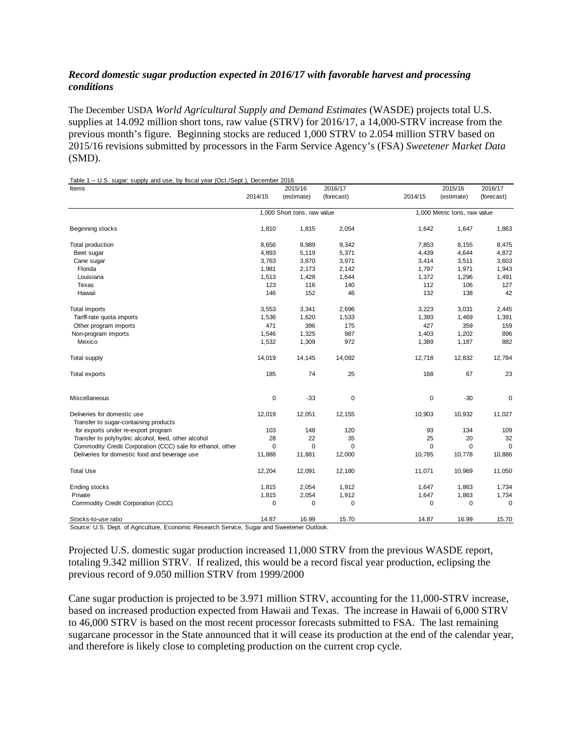***Record domestic sugar production expected in 2016/17 with favorable harvest and processing conditions***

The December USDA *World Agricultural Supply and Demand Estimates* (WASDE) projects total U.S. supplies at 14.092 million short tons, raw value (STRV) for 2016/17, a 14,000-STRV increase from the previous month's figure. Beginning stocks are reduced 1,000 STRV to 2.054 million STRV based on 2015/16 revisions submitted by processors in the Farm Service Agency's (FSA) *Sweetener Market Data* (SMD).

Table 1 -- U.S. sugar: supply and use, by fiscal year (Oct./Sept.), December 2016.

| Items | 2014/15 | 2015/16 (estimate) | 2016/17 (forecast) | 2014/15 | 2015/16 (estimate) | 2016/17 (forecast) |
|---|---|---|---|---|---|---|
| | 1,000 Short tons, raw value | | | 1,000 Metric tons, raw value | | |
| Beginning stocks | 1,810 | 1,815 | 2,054 | 1,642 | 1,647 | 1,863 |
| Total production | 8,656 | 8,989 | 9,342 | 7,853 | 8,155 | 8,475 |
| Beet sugar | 4,893 | 5,119 | 5,371 | 4,439 | 4,644 | 4,872 |
| Cane sugar | 3,763 | 3,870 | 3,971 | 3,414 | 3,511 | 3,603 |
| Florida | 1,981 | 2,173 | 2,142 | 1,797 | 1,971 | 1,943 |
| Louisiana | 1,513 | 1,428 | 1,644 | 1,372 | 1,296 | 1,491 |
| Texas | 123 | 116 | 140 | 112 | 106 | 127 |
| Hawaii | 146 | 152 | 46 | 132 | 138 | 42 |
| Total imports | 3,553 | 3,341 | 2,696 | 3,223 | 3,031 | 2,445 |
| Tariff-rate quota imports | 1,536 | 1,620 | 1,533 | 1,393 | 1,469 | 1,391 |
| Other program imports | 471 | 396 | 175 | 427 | 359 | 159 |
| Non-program imports | 1,546 | 1,325 | 987 | 1,403 | 1,202 | 896 |
| Mexico | 1,532 | 1,309 | 972 | 1,389 | 1,187 | 882 |
| Total supply | 14,019 | 14,145 | 14,092 | 12,718 | 12,832 | 12,784 |
| Total exports | 185 | 74 | 25 | 168 | 67 | 23 |
| Miscellaneous | 0 | -33 | 0 | 0 | -30 | 0 |
| Deliveries for domestic use | 12,019 | 12,051 | 12,155 | 10,903 | 10,932 | 11,027 |
| Transfer to sugar-containing products for exports under re-export program | 103 | 148 | 120 | 93 | 134 | 109 |
| Transfer to polyhydric alcohol, feed, other alcohol | 28 | 22 | 35 | 25 | 20 | 32 |
| Commodity Credit Corporation (CCC) sale for ethanol, other | 0 | 0 | 0 | 0 | 0 | 0 |
| Deliveries for domestic food and beverage use | 11,888 | 11,881 | 12,000 | 10,785 | 10,778 | 10,886 |
| Total Use | 12,204 | 12,091 | 12,180 | 11,071 | 10,969 | 11,050 |
| Ending stocks | 1,815 | 2,054 | 1,912 | 1,647 | 1,863 | 1,734 |
| Private | 1,815 | 2,054 | 1,912 | 1,647 | 1,863 | 1,734 |
| Commodity Credit Corporation (CCC) | 0 | 0 | 0 | 0 | 0 | 0 |
| Stocks-to-use ratio | 14.87 | 16.99 | 15.70 | 14.87 | 16.99 | 15.70 |

Source: U.S. Dept. of Agriculture, Economic Research Service, Sugar and Sweetener Outlook.

Projected U.S. domestic sugar production increased 11,000 STRV from the previous WASDE report, totaling 9.342 million STRV. If realized, this would be a record fiscal year production, eclipsing the previous record of 9.050 million STRV from 1999/2000

Cane sugar production is projected to be 3.971 million STRV, accounting for the 11,000-STRV increase, based on increased production expected from Hawaii and Texas. The increase in Hawaii of 6,000 STRV to 46,000 STRV is based on the most recent processor forecasts submitted to FSA. The last remaining sugarcane processor in the State announced that it will cease its production at the end of the calendar year, and therefore is likely close to completing production on the current crop cycle.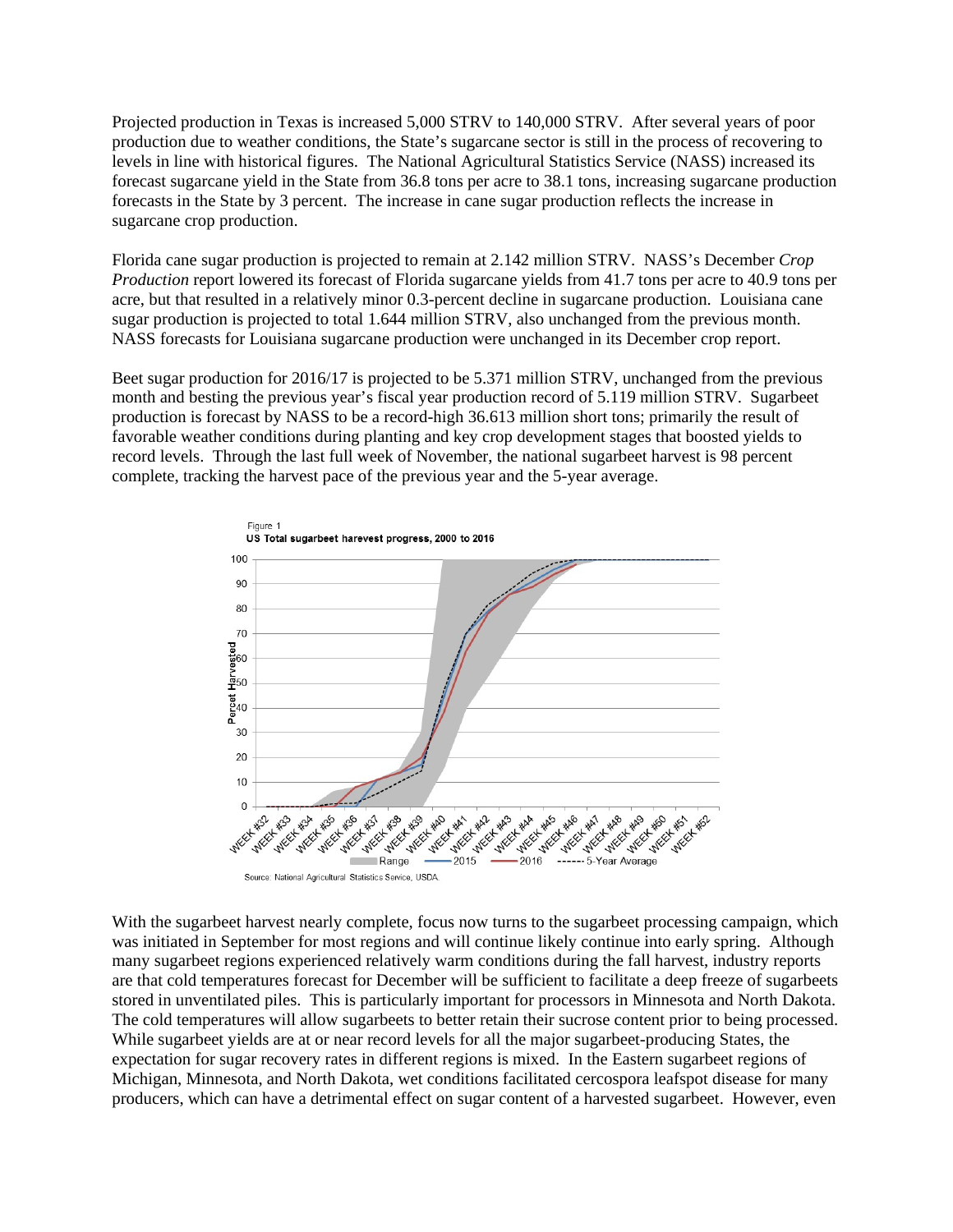Projected production in Texas is increased 5,000 STRV to 140,000 STRV. After several years of poor production due to weather conditions, the State's sugarcane sector is still in the process of recovering to levels in line with historical figures. The National Agricultural Statistics Service (NASS) increased its forecast sugarcane yield in the State from 36.8 tons per acre to 38.1 tons, increasing sugarcane production forecasts in the State by 3 percent. The increase in cane sugar production reflects the increase in sugarcane crop production.

Florida cane sugar production is projected to remain at 2.142 million STRV. NASS's December *Crop Production* report lowered its forecast of Florida sugarcane yields from 41.7 tons per acre to 40.9 tons per acre, but that resulted in a relatively minor 0.3-percent decline in sugarcane production. Louisiana cane sugar production is projected to total 1.644 million STRV, also unchanged from the previous month. NASS forecasts for Louisiana sugarcane production were unchanged in its December crop report.

Beet sugar production for 2016/17 is projected to be 5.371 million STRV, unchanged from the previous month and besting the previous year's fiscal year production record of 5.119 million STRV. Sugarbeet production is forecast by NASS to be a record-high 36.613 million short tons; primarily the result of favorable weather conditions during planting and key crop development stages that boosted yields to record levels. Through the last full week of November, the national sugarbeet harvest is 98 percent complete, tracking the harvest pace of the previous year and the 5-year average.

Figure 1
US Total sugarbeet harevest progress, 2000 to 2016

Percet Harvested

100
90
80
70
60
50
40
30
20
10
0

WEEK #32, WEEK #33, WEEK #34, WEEK #35, WEEK #36, WEEK #37, WEEK #38, WEEK #39, WEEK #40, WEEK #41, WEEK #42, WEEK #43, WEEK #44, WEEK #45, WEEK #46, WEEK #47, WEEK #48, WEEK #49, WEEK #50, WEEK #51, WEEK #52

Range — 2015 — 2016 ------ 5-Year Average

Source: National Agricultural Statistics Service, USDA.

With the sugarbeet harvest nearly complete, focus now turns to the sugarbeet processing campaign, which was initiated in September for most regions and will continue likely continue into early spring. Although many sugarbeet regions experienced relatively warm conditions during the fall harvest, industry reports are that cold temperatures forecast for December will be sufficient to facilitate a deep freeze of sugarbeets stored in unventilated piles. This is particularly important for processors in Minnesota and North Dakota. The cold temperatures will allow sugarbeets to better retain their sucrose content prior to being processed. While sugarbeet yields are at or near record levels for all the major sugarbeet-producing States, the expectation for sugar recovery rates in different regions is mixed. In the Eastern sugarbeet regions of Michigan, Minnesota, and North Dakota, wet conditions facilitated cercospora leafspot disease for many producers, which can have a detrimental effect on sugar content of a harvested sugarbeet. However, even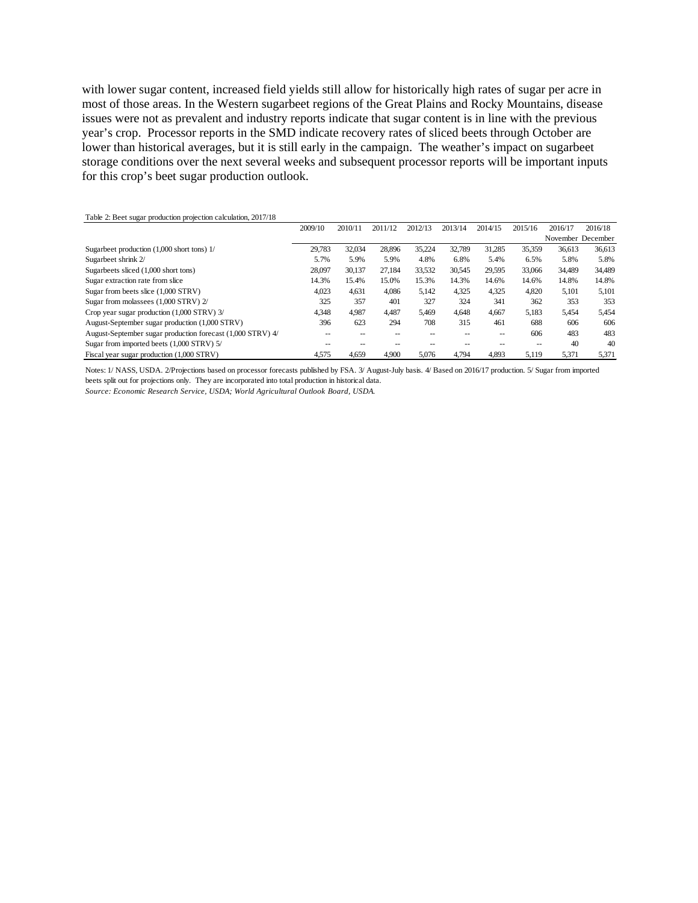with lower sugar content, increased field yields still allow for historically high rates of sugar per acre in most of those areas. In the Western sugarbeet regions of the Great Plains and Rocky Mountains, disease issues were not as prevalent and industry reports indicate that sugar content is in line with the previous year's crop.  Processor reports in the SMD indicate recovery rates of sliced beets through October are lower than historical averages, but it is still early in the campaign.  The weather's impact on sugarbeet storage conditions over the next several weeks and subsequent processor reports will be important inputs for this crop's beet sugar production outlook.

Table 2: Beet sugar production projection calculation, 2017/18

| | 2009/10 | 2010/11 | 2011/12 | 2012/13 | 2013/14 | 2014/15 | 2015/16 | 2016/17 | 2016/18 |
|---|---|---|---|---|---|---|---|---|---|
| | | | | | | | | November | December |
| Sugarbeet production (1,000 short tons) 1/ | 29,783 | 32,034 | 28,896 | 35,224 | 32,789 | 31,285 | 35,359 | 36,613 | 36,613 |
| Sugarbeet shrink 2/ | 5.7% | 5.9% | 5.9% | 4.8% | 6.8% | 5.4% | 6.5% | 5.8% | 5.8% |
| Sugarbeets sliced (1,000 short tons) | 28,097 | 30,137 | 27,184 | 33,532 | 30,545 | 29,595 | 33,066 | 34,489 | 34,489 |
| Sugar extraction rate from slice | 14.3% | 15.4% | 15.0% | 15.3% | 14.3% | 14.6% | 14.6% | 14.8% | 14.8% |
| Sugar from beets slice (1,000 STRV) | 4,023 | 4,631 | 4,086 | 5,142 | 4,325 | 4,325 | 4,820 | 5,101 | 5,101 |
| Sugar from molassees (1,000 STRV) 2/ | 325 | 357 | 401 | 327 | 324 | 341 | 362 | 353 | 353 |
| Crop year sugar production (1,000 STRV) 3/ | 4,348 | 4,987 | 4,487 | 5,469 | 4,648 | 4,667 | 5,183 | 5,454 | 5,454 |
| August-September sugar production (1,000 STRV) | 396 | 623 | 294 | 708 | 315 | 461 | 688 | 606 | 606 |
| August-September sugar production forecast (1,000 STRV) 4/ | -- | -- | -- | -- | -- | -- | 606 | 483 | 483 |
| Sugar from imported beets (1,000 STRV) 5/ | -- | -- | -- | -- | -- | -- | -- | 40 | 40 |
| Fiscal year sugar production (1,000 STRV) | 4,575 | 4,659 | 4,900 | 5,076 | 4,794 | 4,893 | 5,119 | 5,371 | 5,371 |

Notes: 1/ NASS, USDA. 2/Projections based on processor forecasts published by FSA. 3/ August-July basis. 4/ Based on 2016/17 production. 5/ Sugar from imported beets split out for projections only.  They are incorporated into total production in historical data.

*Source: Economic Research Service, USDA; World Agricultural Outlook Board, USDA.*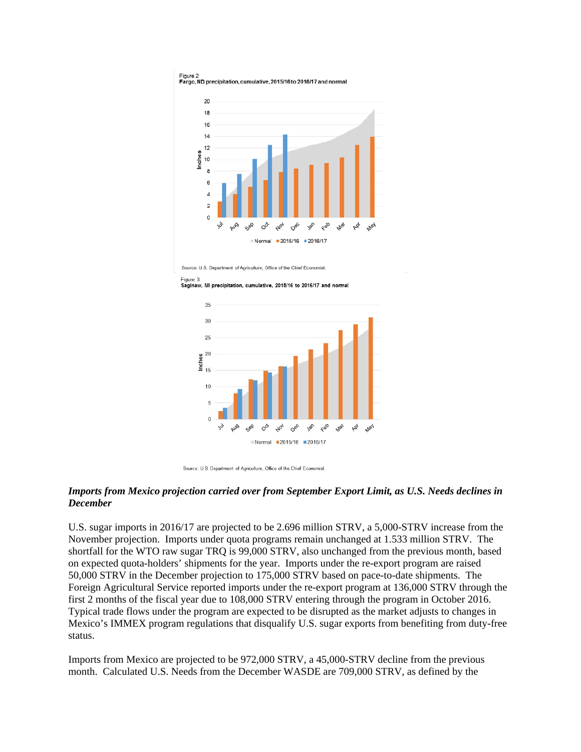Figure 2
**Fargo, ND precipitation, cumulative, 2015/16 to 2016/17 and normal**

Inches

20
18
16
14
12
10
8
6
4
2
0

Jul Aug Sep Oct Nov Dec Jan Feb Mar Apr May

Normal 2015/16 2016/17

Source: U.S. Department of Agriculture, Office of the Chief Economist.

Figure 3
**Saginaw, MI precipitation, cumulative, 2015/16 to 2016/17 and normal**

Inches

35
30
25
20
15
10
5
0

Jul Aug Sep Oct Nov Dec Jan Feb Mar Apr May

Normal 2015/16 2016/17

Source: U.S. Department of Agriculture, Office of the Chief Economist.

***Imports from Mexico projection carried over from September Export Limit, as U.S. Needs declines in December***

U.S. sugar imports in 2016/17 are projected to be 2.696 million STRV, a 5,000-STRV increase from the November projection. Imports under quota programs remain unchanged at 1.533 million STRV. The shortfall for the WTO raw sugar TRQ is 99,000 STRV, also unchanged from the previous month, based on expected quota-holders' shipments for the year. Imports under the re-export program are raised 50,000 STRV in the December projection to 175,000 STRV based on pace-to-date shipments. The Foreign Agricultural Service reported imports under the re-export program at 136,000 STRV through the first 2 months of the fiscal year due to 108,000 STRV entering through the program in October 2016. Typical trade flows under the program are expected to be disrupted as the market adjusts to changes in Mexico's IMMEX program regulations that disqualify U.S. sugar exports from benefiting from duty-free status.

Imports from Mexico are projected to be 972,000 STRV, a 45,000-STRV decline from the previous month. Calculated U.S. Needs from the December WASDE are 709,000 STRV, as defined by the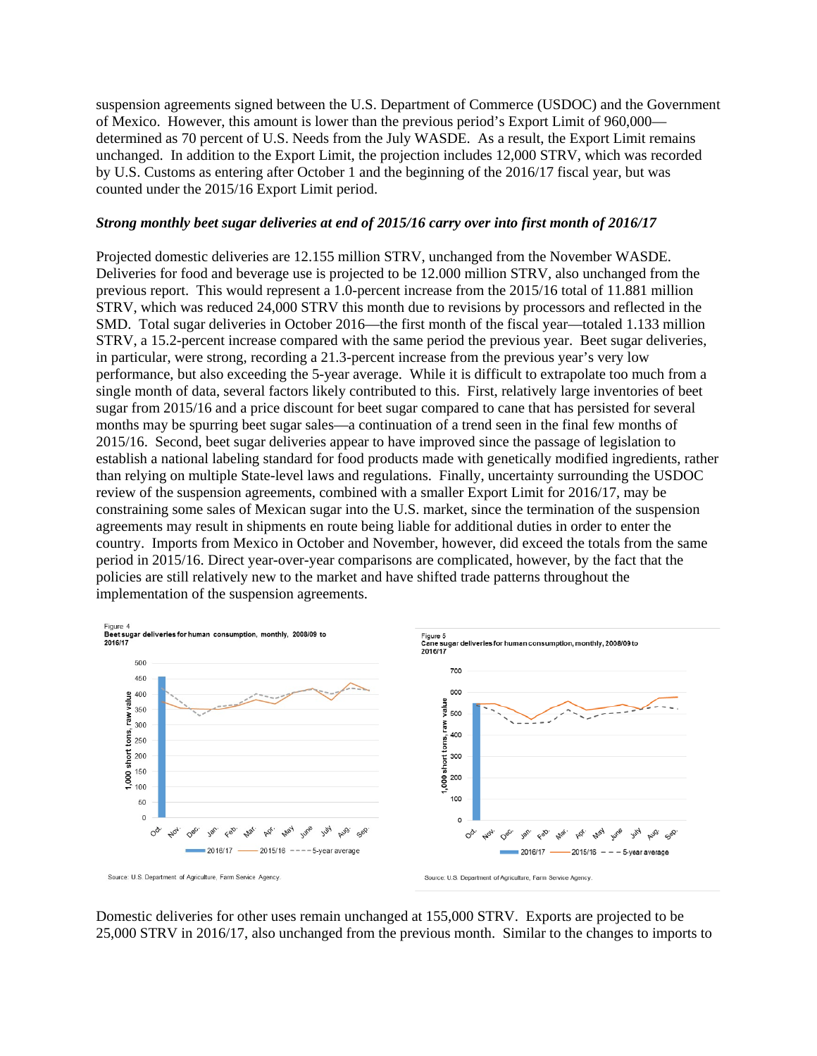suspension agreements signed between the U.S. Department of Commerce (USDOC) and the Government of Mexico. However, this amount is lower than the previous period's Export Limit of 960,000—determined as 70 percent of U.S. Needs from the July WASDE. As a result, the Export Limit remains unchanged. In addition to the Export Limit, the projection includes 12,000 STRV, which was recorded by U.S. Customs as entering after October 1 and the beginning of the 2016/17 fiscal year, but was counted under the 2015/16 Export Limit period.

***Strong monthly beet sugar deliveries at end of 2015/16 carry over into first month of 2016/17***

Projected domestic deliveries are 12.155 million STRV, unchanged from the November WASDE. Deliveries for food and beverage use is projected to be 12.000 million STRV, also unchanged from the previous report. This would represent a 1.0-percent increase from the 2015/16 total of 11.881 million STRV, which was reduced 24,000 STRV this month due to revisions by processors and reflected in the SMD. Total sugar deliveries in October 2016—the first month of the fiscal year—totaled 1.133 million STRV, a 15.2-percent increase compared with the same period the previous year. Beet sugar deliveries, in particular, were strong, recording a 21.3-percent increase from the previous year's very low performance, but also exceeding the 5-year average. While it is difficult to extrapolate too much from a single month of data, several factors likely contributed to this. First, relatively large inventories of beet sugar from 2015/16 and a price discount for beet sugar compared to cane that has persisted for several months may be spurring beet sugar sales—a continuation of a trend seen in the final few months of 2015/16. Second, beet sugar deliveries appear to have improved since the passage of legislation to establish a national labeling standard for food products made with genetically modified ingredients, rather than relying on multiple State-level laws and regulations. Finally, uncertainty surrounding the USDOC review of the suspension agreements, combined with a smaller Export Limit for 2016/17, may be constraining some sales of Mexican sugar into the U.S. market, since the termination of the suspension agreements may result in shipments en route being liable for additional duties in order to enter the country. Imports from Mexico in October and November, however, did exceed the totals from the same period in 2015/16. Direct year-over-year comparisons are complicated, however, by the fact that the policies are still relatively new to the market and have shifted trade patterns throughout the implementation of the suspension agreements.

Figure 4
Beet sugar deliveries for human consumption, monthly, 2008/09 to 2016/17

1,000 short tons, raw value
0
50
100
150
200
250
300
350
400
450
500

Oct. Nov. Dec. Jan. Feb. Mar. Apr. May June July Aug. Sep.

2016/17 — 2015/16 - - - 5-year average

Source: U.S. Department of Agriculture, Farm Service Agency.

Figure 5
Cane sugar deliveries for human consumption, monthly, 2008/09 to 2016/17

1,000 short tons, raw value
0
100
200
300
400
500
600
700

Oct. Nov. Dec. Jan. Feb. Mar. Apr. May June July Aug. Sep.

2016/17 — 2015/16 - - - 5-year average

Source: U.S. Department of Agriculture, Farm Service Agency.

Domestic deliveries for other uses remain unchanged at 155,000 STRV. Exports are projected to be 25,000 STRV in 2016/17, also unchanged from the previous month. Similar to the changes to imports to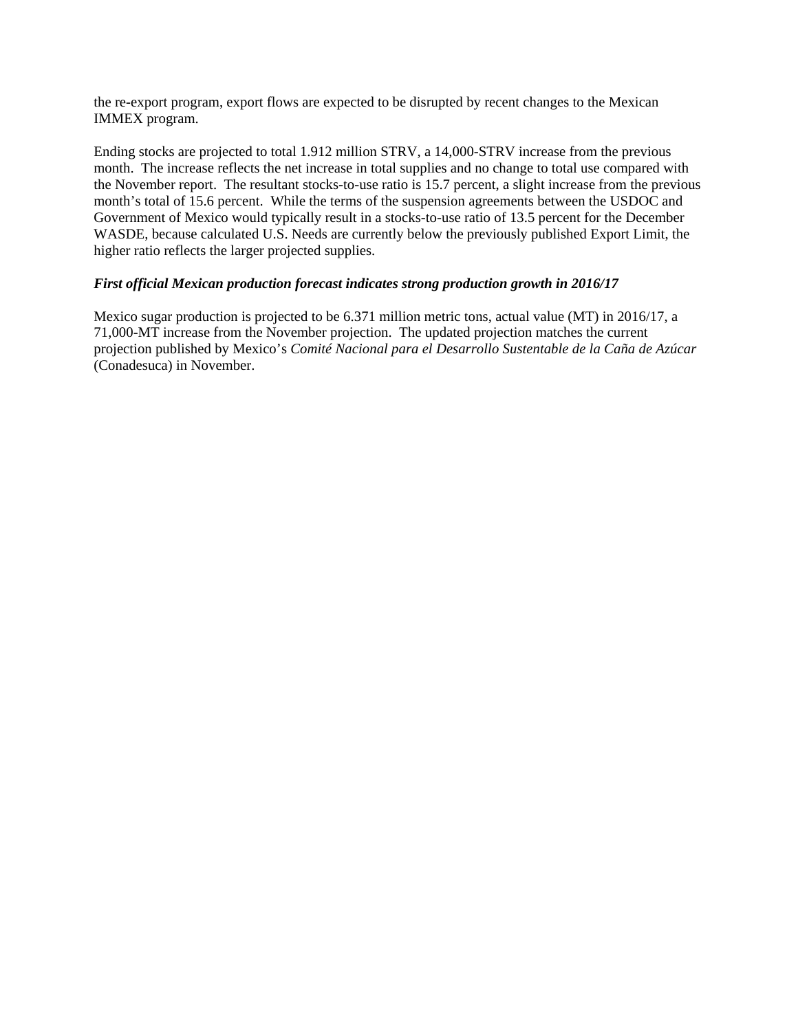the re-export program, export flows are expected to be disrupted by recent changes to the Mexican IMMEX program.

Ending stocks are projected to total 1.912 million STRV, a 14,000-STRV increase from the previous month. The increase reflects the net increase in total supplies and no change to total use compared with the November report. The resultant stocks-to-use ratio is 15.7 percent, a slight increase from the previous month's total of 15.6 percent. While the terms of the suspension agreements between the USDOC and Government of Mexico would typically result in a stocks-to-use ratio of 13.5 percent for the December WASDE, because calculated U.S. Needs are currently below the previously published Export Limit, the higher ratio reflects the larger projected supplies.

***First official Mexican production forecast indicates strong production growth in 2016/17***

Mexico sugar production is projected to be 6.371 million metric tons, actual value (MT) in 2016/17, a 71,000-MT increase from the November projection. The updated projection matches the current projection published by Mexico's *Comité Nacional para el Desarrollo Sustentable de la Caña de Azúcar* (Conadesuca) in November.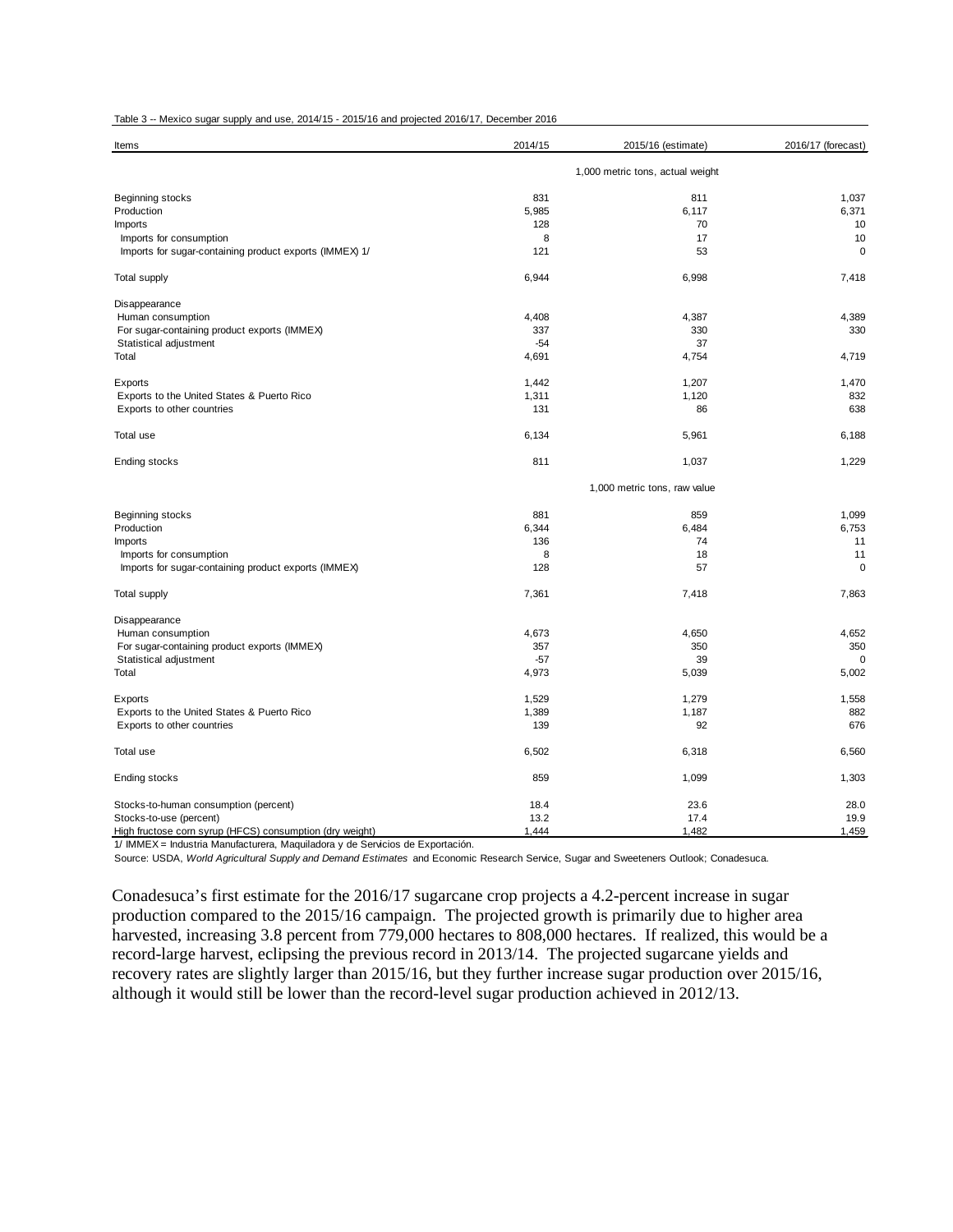Table 3 -- Mexico sugar supply and use, 2014/15 - 2015/16 and projected 2016/17, December 2016

| Items | 2014/15 | 2015/16 (estimate) | 2016/17 (forecast) |
|---|---|---|---|
| | 1,000 metric tons, actual weight | | |
| Beginning stocks | 831 | 811 | 1,037 |
| Production | 5,985 | 6,117 | 6,371 |
| Imports | 128 | 70 | 10 |
| Imports for consumption | 8 | 17 | 10 |
| Imports for sugar-containing product exports (IMMEX) 1/ | 121 | 53 | 0 |
| Total supply | 6,944 | 6,998 | 7,418 |
| Disappearance | | | |
| Human consumption | 4,408 | 4,387 | 4,389 |
| For sugar-containing product exports (IMMEX) | 337 | 330 | 330 |
| Statistical adjustment | -54 | 37 | |
| Total | 4,691 | 4,754 | 4,719 |
| Exports | 1,442 | 1,207 | 1,470 |
| Exports to the United States & Puerto Rico | 1,311 | 1,120 | 832 |
| Exports to other countries | 131 | 86 | 638 |
| Total use | 6,134 | 5,961 | 6,188 |
| Ending stocks | 811 | 1,037 | 1,229 |
| | 1,000 metric tons, raw value | | |
| Beginning stocks | 881 | 859 | 1,099 |
| Production | 6,344 | 6,484 | 6,753 |
| Imports | 136 | 74 | 11 |
| Imports for consumption | 8 | 18 | 11 |
| Imports for sugar-containing product exports (IMMEX) | 128 | 57 | 0 |
| Total supply | 7,361 | 7,418 | 7,863 |
| Disappearance | | | |
| Human consumption | 4,673 | 4,650 | 4,652 |
| For sugar-containing product exports (IMMEX) | 357 | 350 | 350 |
| Statistical adjustment | -57 | 39 | 0 |
| Total | 4,973 | 5,039 | 5,002 |
| Exports | 1,529 | 1,279 | 1,558 |
| Exports to the United States & Puerto Rico | 1,389 | 1,187 | 882 |
| Exports to other countries | 139 | 92 | 676 |
| Total use | 6,502 | 6,318 | 6,560 |
| Ending stocks | 859 | 1,099 | 1,303 |
| Stocks-to-human consumption (percent) | 18.4 | 23.6 | 28.0 |
| Stocks-to-use (percent) | 13.2 | 17.4 | 19.9 |
| High fructose corn syrup (HFCS) consumption (dry weight) | 1,444 | 1,482 | 1,459 |

1/ IMMEX = Industria Manufacturera, Maquiladora y de Servicios de Exportación.

Source: USDA, *World Agricultural Supply and Demand Estimates* and Economic Research Service, Sugar and Sweeteners Outlook; Conadesuca.

Conadesuca's first estimate for the 2016/17 sugarcane crop projects a 4.2-percent increase in sugar production compared to the 2015/16 campaign. The projected growth is primarily due to higher area harvested, increasing 3.8 percent from 779,000 hectares to 808,000 hectares. If realized, this would be a record-large harvest, eclipsing the previous record in 2013/14. The projected sugarcane yields and recovery rates are slightly larger than 2015/16, but they further increase sugar production over 2015/16, although it would still be lower than the record-level sugar production achieved in 2012/13.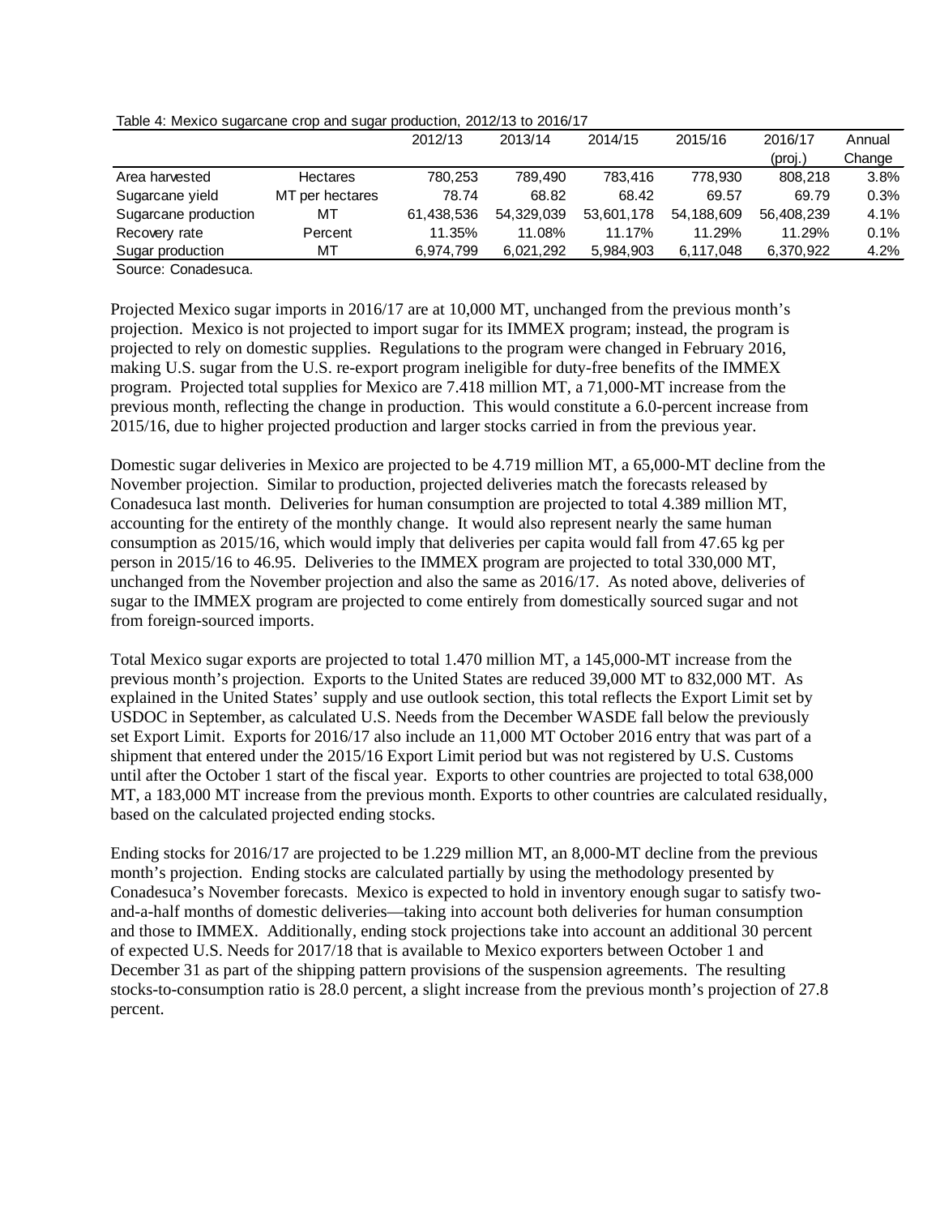Table 4: Mexico sugarcane crop and sugar production, 2012/13 to 2016/17

| | | 2012/13 | 2013/14 | 2014/15 | 2015/16 | 2016/17 (proj.) | Annual Change |
|---|---|---|---|---|---|---|---|
| Area harvested | Hectares | 780,253 | 789,490 | 783,416 | 778,930 | 808,218 | 3.8% |
| Sugarcane yield | MT per hectares | 78.74 | 68.82 | 68.42 | 69.57 | 69.79 | 0.3% |
| Sugarcane production | MT | 61,438,536 | 54,329,039 | 53,601,178 | 54,188,609 | 56,408,239 | 4.1% |
| Recovery rate | Percent | 11.35% | 11.08% | 11.17% | 11.29% | 11.29% | 0.1% |
| Sugar production | MT | 6,974,799 | 6,021,292 | 5,984,903 | 6,117,048 | 6,370,922 | 4.2% |

Source: Conadesuca.

Projected Mexico sugar imports in 2016/17 are at 10,000 MT, unchanged from the previous month's projection. Mexico is not projected to import sugar for its IMMEX program; instead, the program is projected to rely on domestic supplies. Regulations to the program were changed in February 2016, making U.S. sugar from the U.S. re-export program ineligible for duty-free benefits of the IMMEX program. Projected total supplies for Mexico are 7.418 million MT, a 71,000-MT increase from the previous month, reflecting the change in production. This would constitute a 6.0-percent increase from 2015/16, due to higher projected production and larger stocks carried in from the previous year.

Domestic sugar deliveries in Mexico are projected to be 4.719 million MT, a 65,000-MT decline from the November projection. Similar to production, projected deliveries match the forecasts released by Conadesuca last month. Deliveries for human consumption are projected to total 4.389 million MT, accounting for the entirety of the monthly change. It would also represent nearly the same human consumption as 2015/16, which would imply that deliveries per capita would fall from 47.65 kg per person in 2015/16 to 46.95. Deliveries to the IMMEX program are projected to total 330,000 MT, unchanged from the November projection and also the same as 2016/17. As noted above, deliveries of sugar to the IMMEX program are projected to come entirely from domestically sourced sugar and not from foreign-sourced imports.

Total Mexico sugar exports are projected to total 1.470 million MT, a 145,000-MT increase from the previous month's projection. Exports to the United States are reduced 39,000 MT to 832,000 MT. As explained in the United States' supply and use outlook section, this total reflects the Export Limit set by USDOC in September, as calculated U.S. Needs from the December WASDE fall below the previously set Export Limit. Exports for 2016/17 also include an 11,000 MT October 2016 entry that was part of a shipment that entered under the 2015/16 Export Limit period but was not registered by U.S. Customs until after the October 1 start of the fiscal year. Exports to other countries are projected to total 638,000 MT, a 183,000 MT increase from the previous month. Exports to other countries are calculated residually, based on the calculated projected ending stocks.

Ending stocks for 2016/17 are projected to be 1.229 million MT, an 8,000-MT decline from the previous month's projection. Ending stocks are calculated partially by using the methodology presented by Conadesuca's November forecasts. Mexico is expected to hold in inventory enough sugar to satisfy two-and-a-half months of domestic deliveries—taking into account both deliveries for human consumption and those to IMMEX. Additionally, ending stock projections take into account an additional 30 percent of expected U.S. Needs for 2017/18 that is available to Mexico exporters between October 1 and December 31 as part of the shipping pattern provisions of the suspension agreements. The resulting stocks-to-consumption ratio is 28.0 percent, a slight increase from the previous month's projection of 27.8 percent.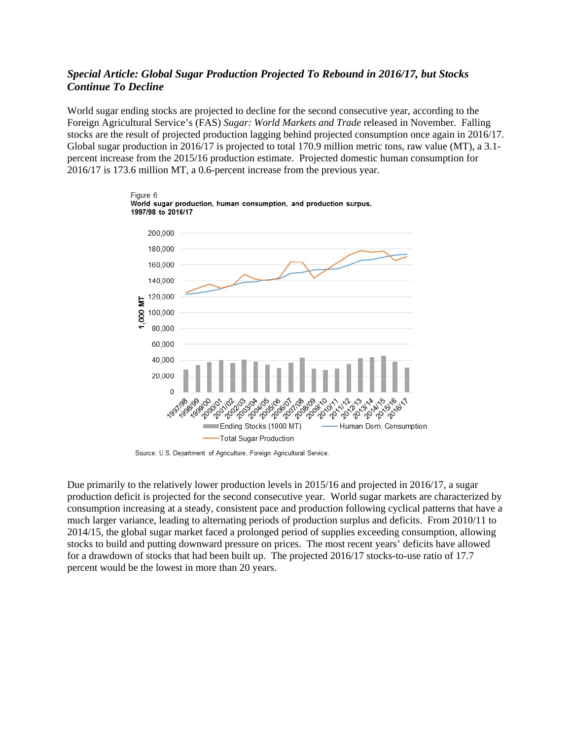### *Special Article: Global Sugar Production Projected To Rebound in 2016/17, but Stocks Continue To Decline*

World sugar ending stocks are projected to decline for the second consecutive year, according to the Foreign Agricultural Service's (FAS) *Sugar: World Markets and Trade* released in November. Falling stocks are the result of projected production lagging behind projected consumption once again in 2016/17. Global sugar production in 2016/17 is projected to total 170.9 million metric tons, raw value (MT), a 3.1-percent increase from the 2015/16 production estimate. Projected domestic human consumption for 2016/17 is 173.6 million MT, a 0.6-percent increase from the previous year.

Figure 6
**World sugar production, human consumption, and production surpus, 1997/98 to 2016/17**

1,000 MT

200,000
180,000
160,000
140,000
120,000
100,000
80,000
60,000
40,000
20,000
0

1997/98 1998/99 1999/00 2000/01 2001/02 2002/03 2003/04 2004/05 2005/06 2006/07 2007/08 2008/09 2009/10 2010/11 2011/12 2012/13 2013/14 2014/15 2015/16 2016/17

Ending Stocks (1000 MT)
Human Dom. Consumption
Total Sugar Production

Source: U.S. Department of Agriculture, Foreign Agricultural Service.

Due primarily to the relatively lower production levels in 2015/16 and projected in 2016/17, a sugar production deficit is projected for the second consecutive year. World sugar markets are characterized by consumption increasing at a steady, consistent pace and production following cyclical patterns that have a much larger variance, leading to alternating periods of production surplus and deficits. From 2010/11 to 2014/15, the global sugar market faced a prolonged period of supplies exceeding consumption, allowing stocks to build and putting downward pressure on prices. The most recent years' deficits have allowed for a drawdown of stocks that had been built up. The projected 2016/17 stocks-to-use ratio of 17.7 percent would be the lowest in more than 20 years.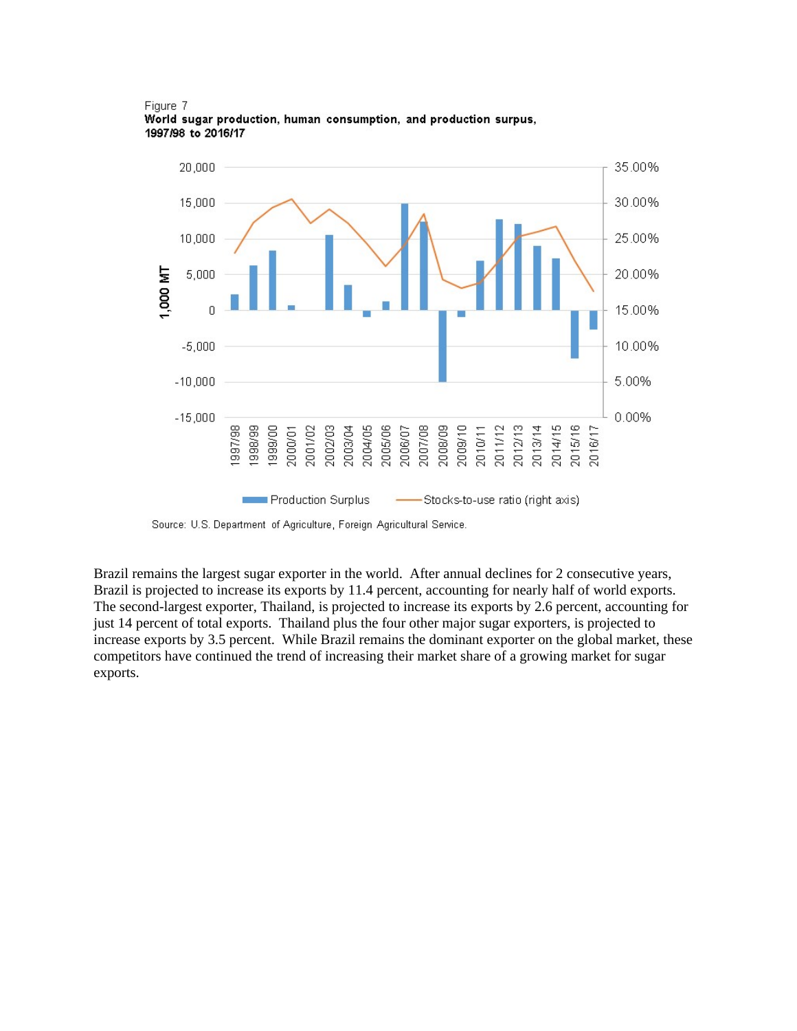Figure 7
**World sugar production, human consumption, and production surpus, 1997/98 to 2016/17**

1,000 MT

20,000
15,000
10,000
5,000
0
-5,000
-10,000
-15,000

35.00%
30.00%
25.00%
20.00%
15.00%
10.00%
5.00%
0.00%

1997/98
1998/99
1999/00
2000/01
2001/02
2002/03
2003/04
2004/05
2005/06
2006/07
2007/08
2008/09
2009/10
2010/11
2011/12
2012/13
2013/14
2014/15
2015/16
2016/17

Production Surplus
Stocks-to-use ratio (right axis)

Source: U.S. Department of Agriculture, Foreign Agricultural Service.

Brazil remains the largest sugar exporter in the world. After annual declines for 2 consecutive years, Brazil is projected to increase its exports by 11.4 percent, accounting for nearly half of world exports. The second-largest exporter, Thailand, is projected to increase its exports by 2.6 percent, accounting for just 14 percent of total exports. Thailand plus the four other major sugar exporters, is projected to increase exports by 3.5 percent. While Brazil remains the dominant exporter on the global market, these competitors have continued the trend of increasing their market share of a growing market for sugar exports.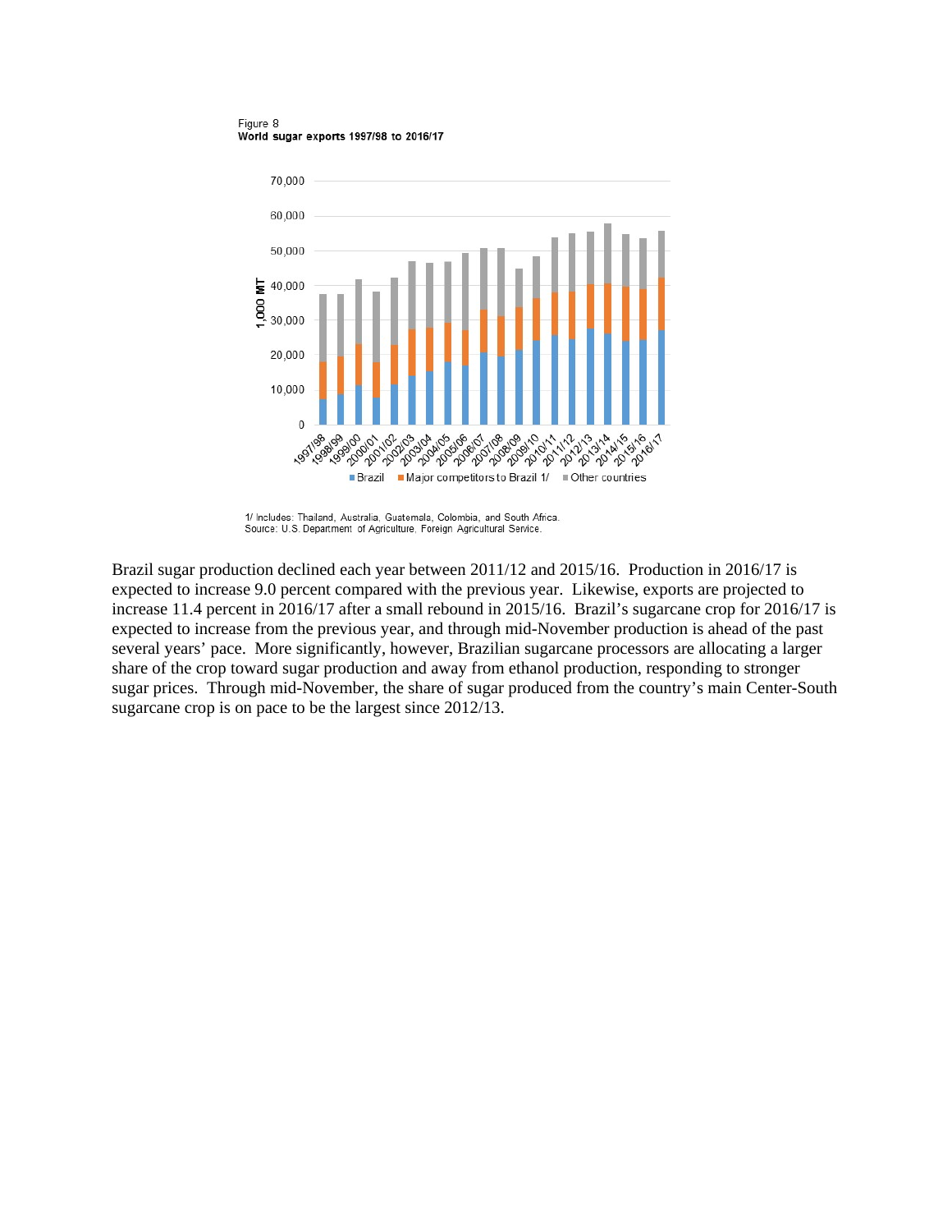Figure 8
**World sugar exports 1997/98 to 2016/17**

70,000
60,000
50,000
40,000
30,000
20,000
10,000
0

1,000 MT

1997/98 1998/99 1999/00 2000/01 2001/02 2002/03 2003/04 2004/05 2005/06 2006/07 2007/08 2008/09 2009/10 2010/11 2011/12 2012/13 2013/14 2014/15 2015/16 2016/17

Brazil | Major competitors to Brazil 1/ | Other countries

1/ Includes: Thailand, Australia, Guatemala, Colombia, and South Africa.
Source: U.S. Department of Agriculture, Foreign Agricultural Service.

Brazil sugar production declined each year between 2011/12 and 2015/16. Production in 2016/17 is expected to increase 9.0 percent compared with the previous year. Likewise, exports are projected to increase 11.4 percent in 2016/17 after a small rebound in 2015/16. Brazil's sugarcane crop for 2016/17 is expected to increase from the previous year, and through mid-November production is ahead of the past several years' pace. More significantly, however, Brazilian sugarcane processors are allocating a larger share of the crop toward sugar production and away from ethanol production, responding to stronger sugar prices. Through mid-November, the share of sugar produced from the country's main Center-South sugarcane crop is on pace to be the largest since 2012/13.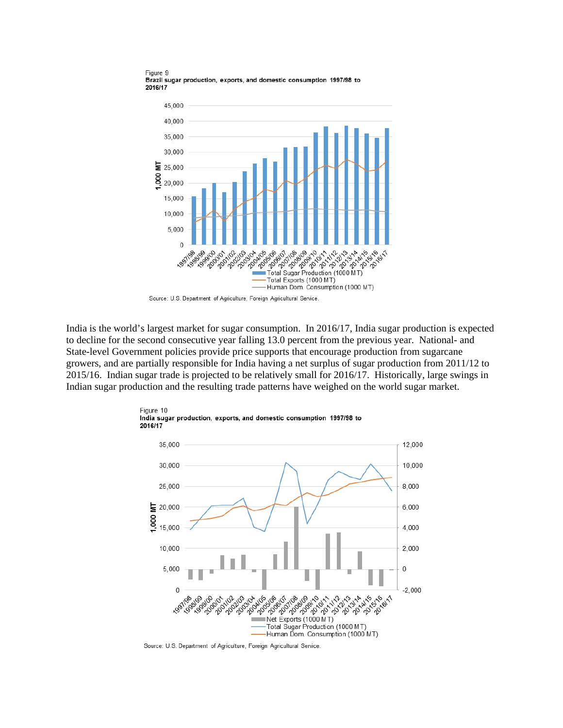Figure 9
**Brazil sugar production, exports, and domestic consumption 1997/98 to 2016/17**

45,000
40,000
35,000
30,000
25,000
20,000
15,000
10,000
5,000
0

1,000 MT

1997/98 1998/99 1999/00 2000/01 2001/02 2002/03 2003/04 2004/05 2005/06 2006/07 2007/08 2008/09 2009/10 2010/11 2011/12 2012/13 2013/14 2014/15 2015/16 2016/17

Total Sugar Production (1000 MT)
Total Exports (1000 MT)
Human Dom. Consumption (1000 MT)

Source: U.S. Department of Agriculture, Foreign Agricultural Service.

India is the world's largest market for sugar consumption. In 2016/17, India sugar production is expected to decline for the second consecutive year falling 13.0 percent from the previous year. National- and State-level Government policies provide price supports that encourage production from sugarcane growers, and are partially responsible for India having a net surplus of sugar production from 2011/12 to 2015/16. Indian sugar trade is projected to be relatively small for 2016/17. Historically, large swings in Indian sugar production and the resulting trade patterns have weighed on the world sugar market.

Figure 10
**India sugar production, exports, and domestic consumption 1997/98 to 2016/17**

35,000
30,000
25,000
20,000
15,000
10,000
5,000
0

1,000 MT

12,000
10,000
8,000
6,000
4,000
2,000
0
-2,000

1997/98 1998/99 1999/00 2000/01 2001/02 2002/03 2003/04 2004/05 2005/06 2006/07 2007/08 2008/09 2009/10 2010/11 2011/12 2012/13 2013/14 2014/15 2015/16 2016/17

Net Exports (1000 MT)
Total Sugar Production (1000 MT)
Human Dom. Consumption (1000 MT)

Source: U.S. Department of Agriculture, Foreign Agricultural Service.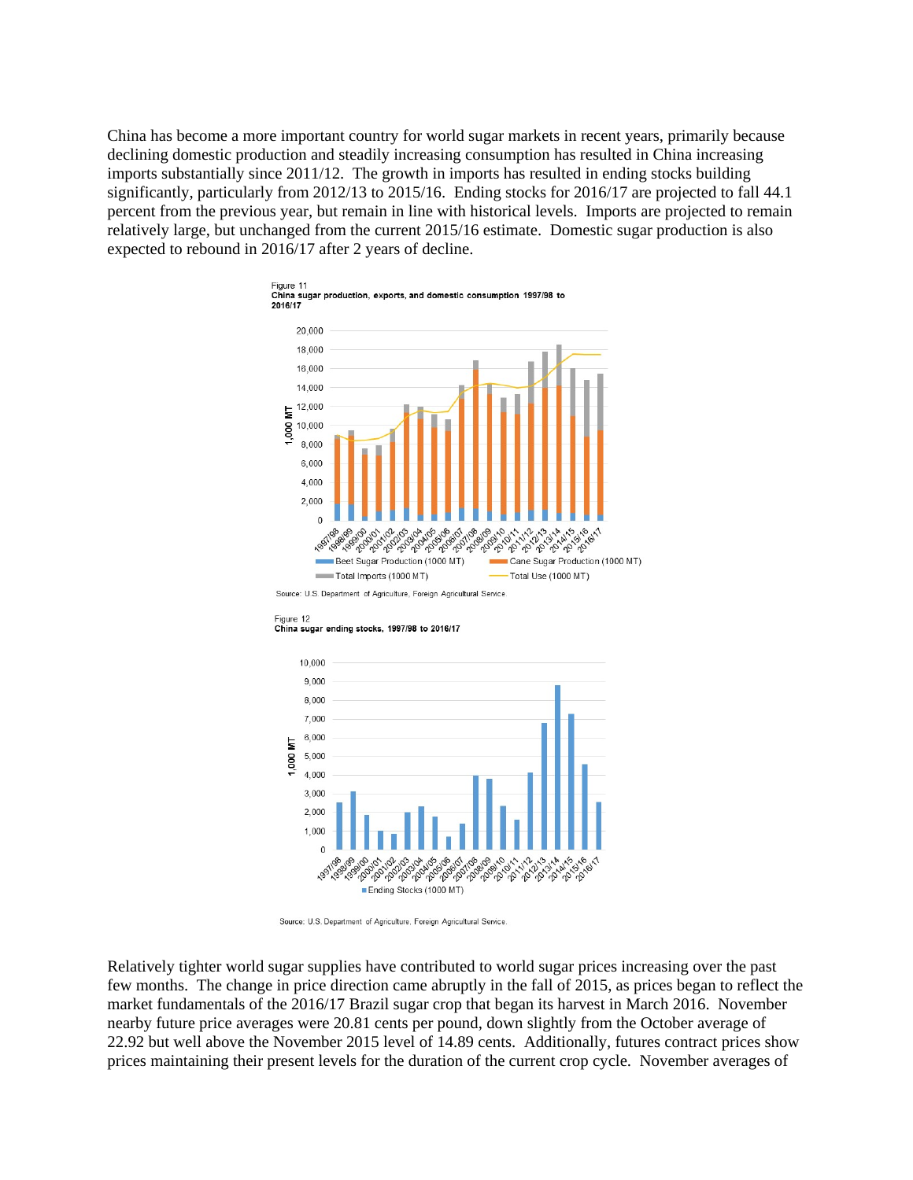China has become a more important country for world sugar markets in recent years, primarily because declining domestic production and steadily increasing consumption has resulted in China increasing imports substantially since 2011/12. The growth in imports has resulted in ending stocks building significantly, particularly from 2012/13 to 2015/16. Ending stocks for 2016/17 are projected to fall 44.1 percent from the previous year, but remain in line with historical levels. Imports are projected to remain relatively large, but unchanged from the current 2015/16 estimate. Domestic sugar production is also expected to rebound in 2016/17 after 2 years of decline.

Figure 11
**China sugar production, exports, and domestic consumption 1997/98 to 2016/17**

1,000 MT

20,000
18,000
16,000
14,000
12,000
10,000
8,000
6,000
4,000
2,000
0

1997/98 1998/99 1999/00 2000/01 2001/02 2002/03 2003/04 2004/05 2005/06 2006/07 2007/08 2008/09 2009/10 2010/11 2011/12 2012/13 2013/14 2014/15 2015/16 2016/17

Beet Sugar Production (1000 MT)
Cane Sugar Production (1000 MT)
Total Imports (1000 MT)
Total Use (1000 MT)

Source: U.S. Department of Agriculture, Foreign Agricultural Service.

Figure 12
**China sugar ending stocks, 1997/98 to 2016/17**

1,000 MT

10,000
9,000
8,000
7,000
6,000
5,000
4,000
3,000
2,000
1,000
0

1997/98 1998/99 1999/00 2000/01 2001/02 2002/03 2003/04 2004/05 2005/06 2006/07 2007/08 2008/09 2009/10 2010/11 2011/12 2012/13 2013/14 2014/15 2015/16 2016/17

Ending Stocks (1000 MT)

Source: U.S. Department of Agriculture, Foreign Agricultural Service.

Relatively tighter world sugar supplies have contributed to world sugar prices increasing over the past few months. The change in price direction came abruptly in the fall of 2015, as prices began to reflect the market fundamentals of the 2016/17 Brazil sugar crop that began its harvest in March 2016. November nearby future price averages were 20.81 cents per pound, down slightly from the October average of 22.92 but well above the November 2015 level of 14.89 cents. Additionally, futures contract prices show prices maintaining their present levels for the duration of the current crop cycle. November averages of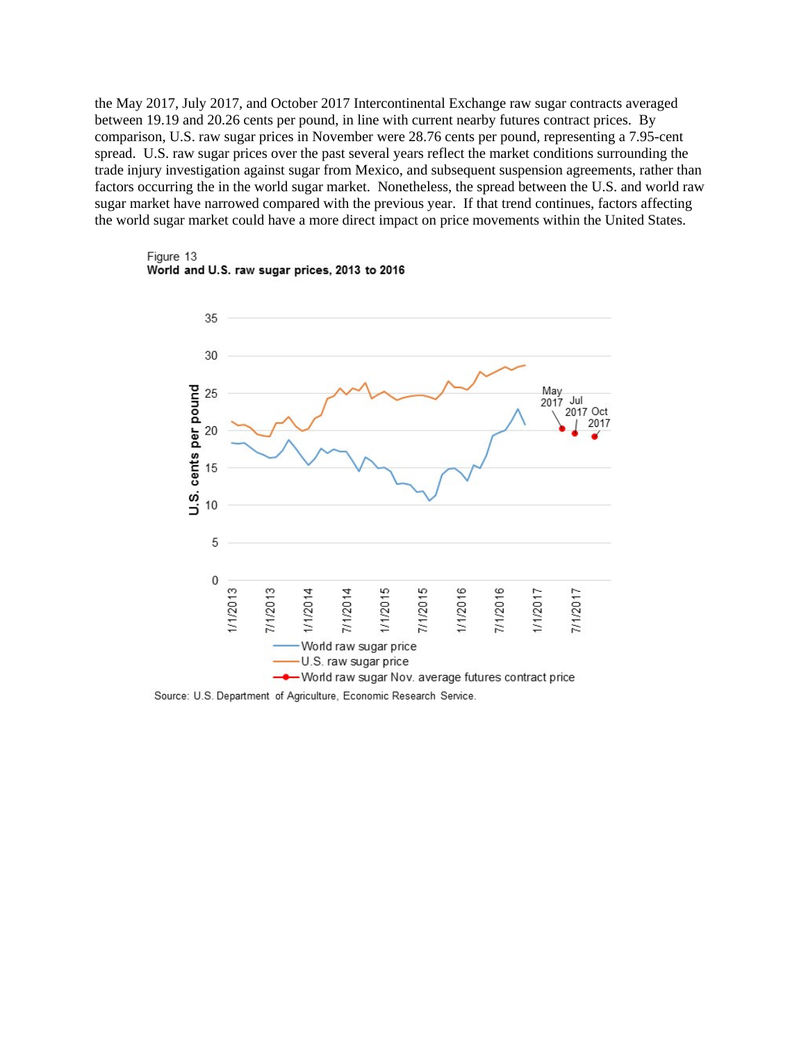the May 2017, July 2017, and October 2017 Intercontinental Exchange raw sugar contracts averaged between 19.19 and 20.26 cents per pound, in line with current nearby futures contract prices. By comparison, U.S. raw sugar prices in November were 28.76 cents per pound, representing a 7.95-cent spread. U.S. raw sugar prices over the past several years reflect the market conditions surrounding the trade injury investigation against sugar from Mexico, and subsequent suspension agreements, rather than factors occurring the in the world sugar market. Nonetheless, the spread between the U.S. and world raw sugar market have narrowed compared with the previous year. If that trend continues, factors affecting the world sugar market could have a more direct impact on price movements within the United States.

Figure 13
**World and U.S. raw sugar prices, 2013 to 2016**

U.S. cents per pound

35
30
25
20
15
10
5
0

1/1/2013
7/1/2013
1/1/2014
7/1/2014
1/1/2015
7/1/2015
1/1/2016
7/1/2016
1/1/2017
7/1/2017

May 2017
Jul 2017
Oct 2017

World raw sugar price
U.S. raw sugar price
World raw sugar Nov. average futures contract price

Source: U.S. Department of Agriculture, Economic Research Service.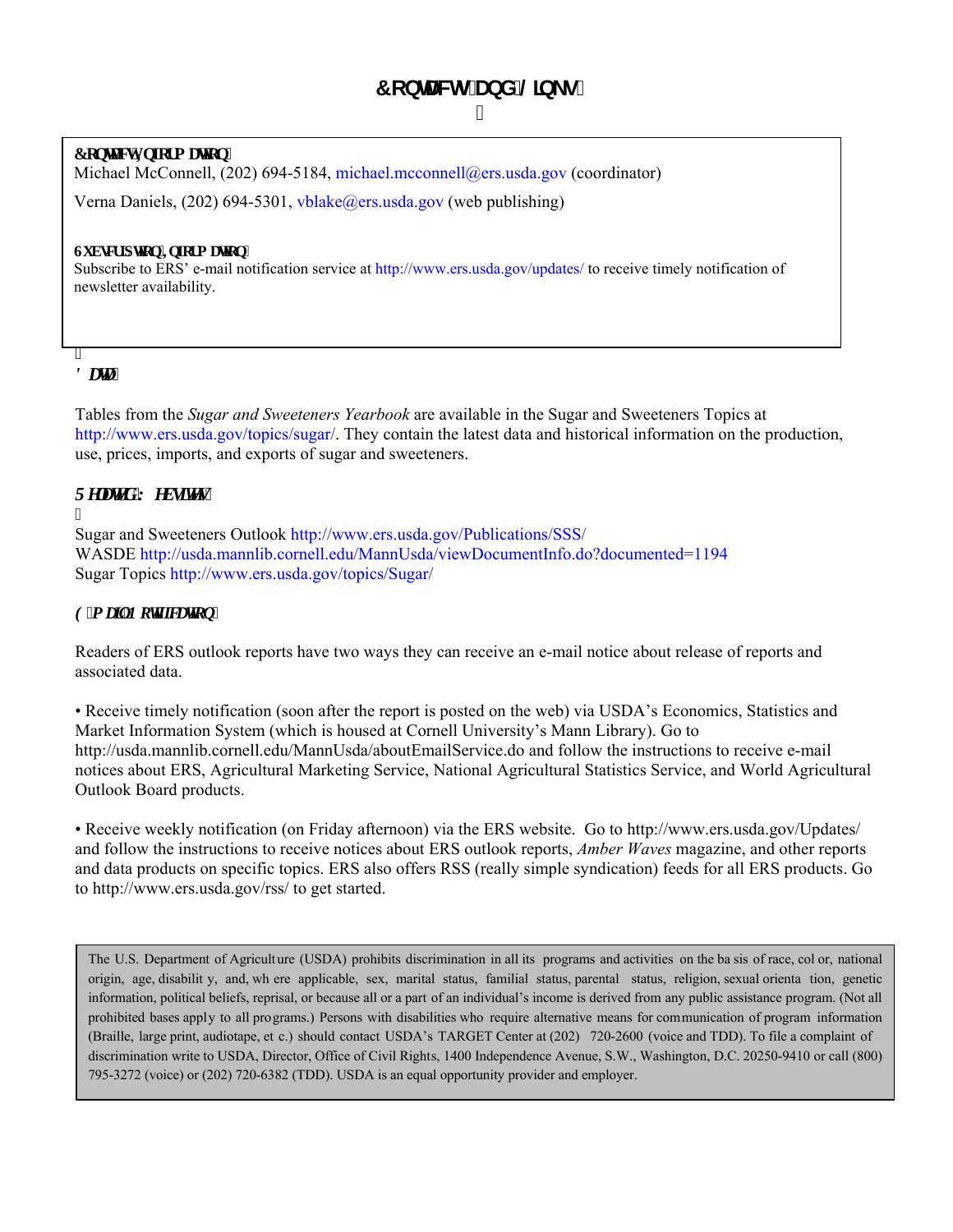# Contacts and Links

**Contact Information**

Michael McConnell, (202) 694-5184, michael.mcconnell@ers.usda.gov (coordinator)

Verna Daniels, (202) 694-5301, vblake@ers.usda.gov (web publishing)

**Subscription Information**

Subscribe to ERS' e-mail notification service at http://www.ers.usda.gov/updates/ to receive timely notification of newsletter availability.

## Data

Tables from the *Sugar and Sweeteners Yearbook* are available in the Sugar and Sweeteners Topics at http://www.ers.usda.gov/topics/sugar/. They contain the latest data and historical information on the production, use, prices, imports, and exports of sugar and sweeteners.

## Related Websites

Sugar and Sweeteners Outlook http://www.ers.usda.gov/Publications/SSS/
WASDE http://usda.mannlib.cornell.edu/MannUsda/viewDocumentInfo.do?documented=1194
Sugar Topics http://www.ers.usda.gov/topics/Sugar/

## E-mail Notification

Readers of ERS outlook reports have two ways they can receive an e-mail notice about release of reports and associated data.

• Receive timely notification (soon after the report is posted on the web) via USDA's Economics, Statistics and Market Information System (which is housed at Cornell University's Mann Library). Go to http://usda.mannlib.cornell.edu/MannUsda/aboutEmailService.do and follow the instructions to receive e-mail notices about ERS, Agricultural Marketing Service, National Agricultural Statistics Service, and World Agricultural Outlook Board products.

• Receive weekly notification (on Friday afternoon) via the ERS website. Go to http://www.ers.usda.gov/Updates/ and follow the instructions to receive notices about ERS outlook reports, *Amber Waves* magazine, and other reports and data products on specific topics. ERS also offers RSS (really simple syndication) feeds for all ERS products. Go to http://www.ers.usda.gov/rss/ to get started.

The U.S. Department of Agriculture (USDA) prohibits discrimination in all its programs and activities on the basis of race, color, national origin, age, disability, and, where applicable, sex, marital status, familial status, parental status, religion, sexual orientation, genetic information, political beliefs, reprisal, or because all or a part of an individual's income is derived from any public assistance program. (Not all prohibited bases apply to all programs.) Persons with disabilities who require alternative means for communication of program information (Braille, large print, audiotape, etc.) should contact USDA's TARGET Center at (202) 720-2600 (voice and TDD). To file a complaint of discrimination write to USDA, Director, Office of Civil Rights, 1400 Independence Avenue, S.W., Washington, D.C. 20250-9410 or call (800) 795-3272 (voice) or (202) 720-6382 (TDD). USDA is an equal opportunity provider and employer.